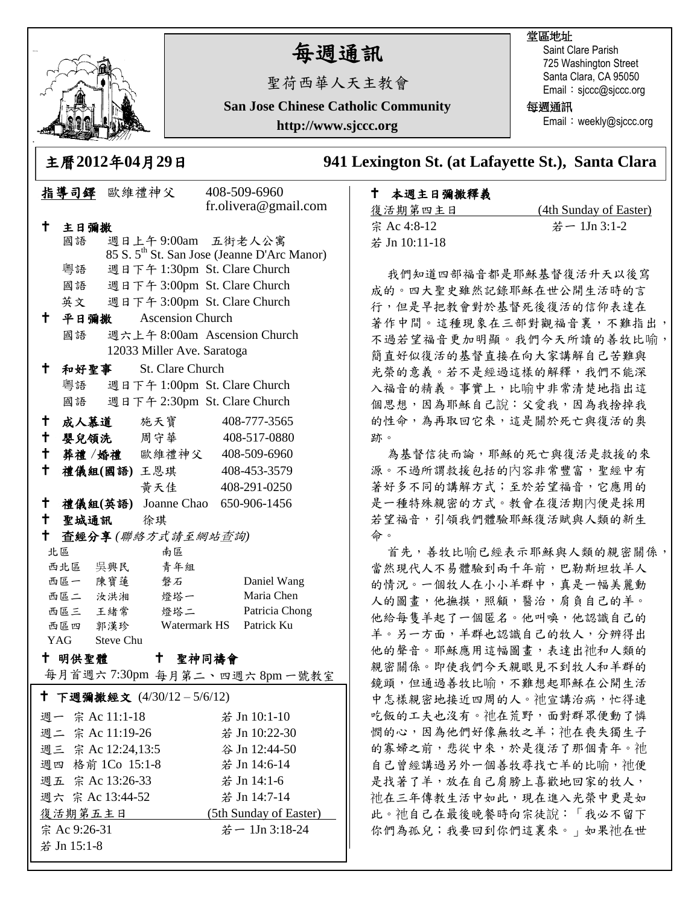# 每週通訊

聖荷西華人天主教會

**San Jose Chinese Catholic Community**

**http://www.sjccc.org**

堂區地址

Saint Clare Parish
725 Washington Street
Santa Clara, CA 95050
Email：sjccc@sjccc.org

每週通訊

Email：weekly@sjccc.org

## 主曆2012年04月29日　　941 Lexington St. (at Lafayette St.), Santa Clara

**指導司鐸** 歐維禮神父　408-509-6960　fr.olivera@gmail.com

**✝ 主日彌撒**

- 國語　週日上午 9:00am　五街老人公寓 85 S. 5th St. San Jose (Jeanne D'Arc Manor)
- 粵語　週日下午 1:30pm St. Clare Church
- 國語　週日下午 3:00pm St. Clare Church
- 英文　週日下午 3:00pm St. Clare Church

**✝ 平日彌撒**　Ascension Church

- 國語　週六上午 8:00am Ascension Church 12033 Miller Ave. Saratoga

**✝ 和好聖事**　St. Clare Church

- 粵語　週日下午 1:00pm St. Clare Church
- 國語　週日下午 2:30pm St. Clare Church

**✝ 成人慕道**　施天寶　408-777-3565

**✝ 嬰兒領洗**　周守華　408-517-0880

**✝ 葬禮 /婚禮**　歐維禮神父　408-509-6960

**✝ 禮儀組(國語)** 王恩琪　408-453-3579；黃天佳　408-291-0250

**✝ 禮儀組(英語)** Joanne Chao　650-906-1456

**✝ 聖城通訊**　徐琪

**✝ 查經分享** *(聯絡方式請至網站查詢)*

| 北區 | | 南區 | |
|---|---|---|---|
| 西北區 | 吳興民 | 青年組 | |
| 西區一 | 陳寶蓮 | 磐石 | Daniel Wang |
| 西區二 | 汝洪湘 | 燈塔一 | Maria Chen |
| 西區三 | 王緒常 | 燈塔二 | Patricia Chong |
| 西區四 | 郭漢珍 | Watermark HS | Patrick Ku |
| YAG | Steve Chu | | |

**✝ 明供聖體**　**✝ 聖神同禱會**

每月首週六 7:30pm　每月第二、四週六 8pm 一號教室

**✝ 下週彌撒經文** (4/30/12 – 5/6/12)

| | | |
|---|---|---|
| 週一 | 宗 Ac 11:1-18 | 若 Jn 10:1-10 |
| 週二 | 宗 Ac 11:19-26 | 若 Jn 10:22-30 |
| 週三 | 宗 Ac 12:24,13:5 | 谷 Jn 12:44-50 |
| 週四 | 格前 1Co 15:1-8 | 若 Jn 14:6-14 |
| 週五 | 宗 Ac 13:26-33 | 若 Jn 14:1-6 |
| 週六 | 宗 Ac 13:44-52 | 若 Jn 14:7-14 |

復活期第五主日　(5th Sunday of Easter)

宗 Ac 9:26-31　若一 1Jn 3:18-24

若 Jn 15:1-8

**✝ 本週主日彌撒釋義**

復活期第四主日　(4th Sunday of Easter)

宗 Ac 4:8-12　若一 1Jn 3:1-2

若 Jn 10:11-18

我們知道四部福音都是耶穌基督復活升天以後寫成的。四大聖史雖然記錄耶穌在世公開生活時的言行，但是早把教會對於基督死後復活的信仰表達在著作中間。這種現象在三部對觀福音裏，不難指出，不過若望福音更加明顯。我們今天所讀的善牧比喻，簡直好似復活的基督直接在向大家講解自己苦難與光榮的意義。若不是經過這樣的解釋，我們不能深入福音的精義。事實上，比喻中非常清楚地指出這個思想，因為耶穌自己說：父愛我，因為我捨掉我的性命，為再取回它來，這是關於死亡與復活的奧跡。

為基督信徒而論，耶穌的死亡與復活是救援的來源。不過所謂救援包括的內容非常豐富，聖經中有著好多不同的講解方式；至於若望福音，它應用的是一種特殊親密的方式。教會在復活期內便是採用若望福音，引領我們體驗耶穌復活賦與人類的新生命。

首先，善牧比喻已經表示耶穌與人類的親密關係，當然現代人不易體驗到兩千年前，巴勒斯坦牧羊人的情況。一個牧人在小小羊群中，真是一幅美麗動人的圖畫，他撫摸，照顧，醫治，肩負自己的羊。他給每隻羊起了一個匿名。他叫喚，他認識自己的羊。另一方面，羊群也認識自己的牧人，分辨得出他的聲音。耶穌應用這幅圖畫，表達出祂和人類的親密關係。即使我們今天親眼見不到牧人和羊群的鏡頭，但通過善牧比喻，不難想起耶穌在公開生活中怎樣親密地接近四周的人。祂宣講治病，忙得連吃飯的工夫也沒有。祂在荒野，面對群眾便動了憐憫的心，因為他們好像無牧之羊；祂在喪失獨生子的寡婦之前，悲從中來，於是復活了那個青年。祂自己曾經講過另外一個善牧尋找亡羊的比喻，祂便是找著了羊，放在自己肩膀上喜歡地回家的牧人，祂在三年傳教生活中如此，現在進入光榮中更是如此。祂自己在最後晚餐時向宗徒說：「我必不留下你們為孤兒；我要回到你們這裏來。」如果祂在世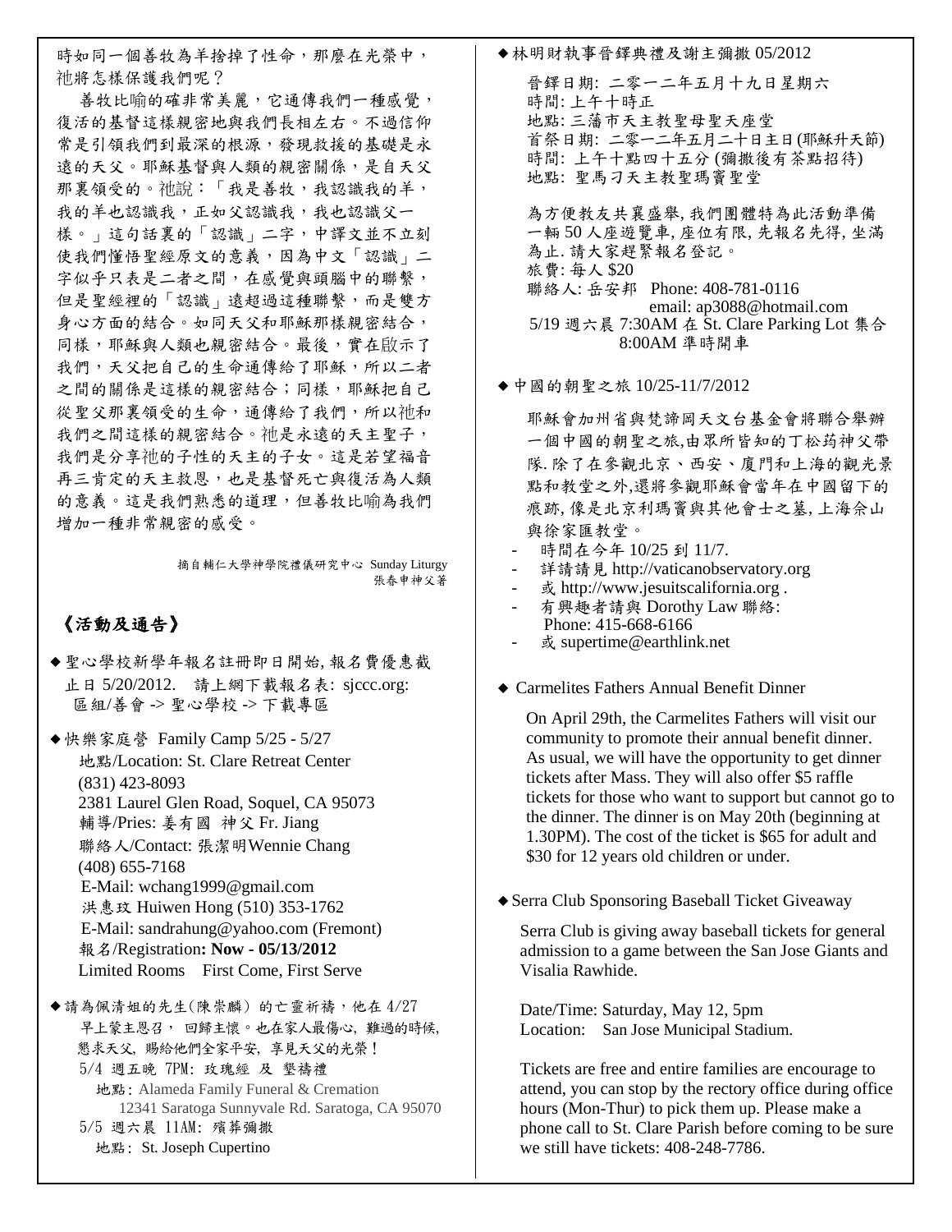時如同一個善牧為羊捨掉了性命，那麼在光榮中，祂將怎樣保護我們呢？

善牧比喻的確非常美麗，它通傳我們一種感覺，復活的基督這樣親密地與我們長相左右。不過信仰常是引領我們到最深的根源，發現救援的基礎是永遠的天父。耶穌基督與人類的親密關係，是自天父那裏領受的。祂說：「我是善牧，我認識我的羊，我的羊也認識我，正如父認識我，我也認識父一樣。」這句話裏的「認識」二字，中譯文並不立刻使我們懂悟聖經原文的意義，因為中文「認識」二字似乎只表是二者之間，在感覺與頭腦中的聯繫，但是聖經裡的「認識」遠超過這種聯繫，而是雙方身心方面的結合。如同天父和耶穌那樣親密結合，同樣，耶穌與人類也親密結合。最後，實在啟示了我們，天父把自己的生命通傳給了耶穌，所以二者之間的關係是這樣的親密結合；同樣，耶穌把自己從聖父那裏領受的生命，通傳給了我們，所以祂和我們之間這樣的親密結合。祂是永遠的天主聖子，我們是分享祂的子性的天主的子女。這是若望福音再三肯定的天主救恩，也是基督死亡與復活為人類的意義。這是我們熟悉的道理，但善牧比喻為我們增加一種非常親密的感受。

摘自輔仁大學神學院禮儀研究中心 Sunday Liturgy
張春申神父著

## 《活動及通告》

◆聖心學校新學年報名註冊即日開始, 報名費優惠截止日 5/20/2012. 請上網下載報名表: sjccc.org: 區組/善會 -> 聖心學校 -> 下載專區

◆快樂家庭營 Family Camp 5/25 - 5/27
地點/Location: St. Clare Retreat Center
(831) 423-8093
2381 Laurel Glen Road, Soquel, CA 95073
輔導/Pries: 姜有國 神父 Fr. Jiang
聯絡人/Contact: 張潔明Wennie Chang
(408) 655-7168
E-Mail: wchang1999@gmail.com
洪惠玟 Huiwen Hong (510) 353-1762
E-Mail: sandrahung@yahoo.com (Fremont)
報名/Registration**: Now - 05/13/2012**
Limited Rooms First Come, First Serve

◆請為佩清姐的先生(陳崇麟）的亡靈祈禱，他在 4/27 早上蒙主恩召， 回歸主懷。也在家人最傷心, 難過的時候, 懇求天父, 賜給他們全家平安, 享見天父的光榮！
5/4 週五晚 7PM: 玫瑰經 及 墾禱禮
地點: Alameda Family Funeral & Cremation
12341 Saratoga Sunnyvale Rd. Saratoga, CA 95070
5/5 週六晨 11AM: 殯葬彌撒
地點: St. Joseph Cupertino

◆林明財執事晉鐸典禮及謝主彌撒 05/2012

晉鐸日期: 二零一二年五月十九日星期六
時間: 上午十時正
地點: 三藩市天主教聖母聖天座堂
首祭日期: 二零一二年五月二十日主日(耶穌升天節)
時間: 上午十點四十五分 (彌撒後有茶點招待)
地點: 聖馬刁天主教聖瑪竇聖堂

為方便教友共襄盛舉, 我們團體特為此活動準備一輛 50 人座遊覽車, 座位有限, 先報名先得, 坐滿為止. 請大家趕緊報名登記。
旅費: 每人 $20
聯絡人: 岳安邦 Phone: 408-781-0116
email: ap3088@hotmail.com
5/19 週六晨 7:30AM 在 St. Clare Parking Lot 集合
8:00AM 準時開車

◆中國的朝聖之旅 10/25-11/7/2012

耶穌會加州省與梵諦岡天文台基金會將聯合舉辦一個中國的朝聖之旅,由眾所皆知的丁松筠神父帶隊. 除了在參觀北京、西安、廈門和上海的觀光景點和教堂之外,還將參觀耶穌會當年在中國留下的痕跡, 像是北京利瑪竇與其他會士之墓, 上海佘山與徐家匯教堂。

- 時間在今年 10/25 到 11/7.
- 詳請請見 http://vaticanobservatory.org
- 或 http://www.jesuitscalifornia.org .
- 有興趣者請與 Dorothy Law 聯絡:
  Phone: 415-668-6166
- 或 supertime@earthlink.net

◆ Carmelites Fathers Annual Benefit Dinner

On April 29th, the Carmelites Fathers will visit our community to promote their annual benefit dinner. As usual, we will have the opportunity to get dinner tickets after Mass. They will also offer $5 raffle tickets for those who want to support but cannot go to the dinner. The dinner is on May 20th (beginning at 1.30PM). The cost of the ticket is $65 for adult and $30 for 12 years old children or under.

◆Serra Club Sponsoring Baseball Ticket Giveaway

Serra Club is giving away baseball tickets for general admission to a game between the San Jose Giants and Visalia Rawhide.

Date/Time: Saturday, May 12, 5pm
Location: San Jose Municipal Stadium.

Tickets are free and entire families are encourage to attend, you can stop by the rectory office during office hours (Mon-Thur) to pick them up. Please make a phone call to St. Clare Parish before coming to be sure we still have tickets: 408-248-7786.